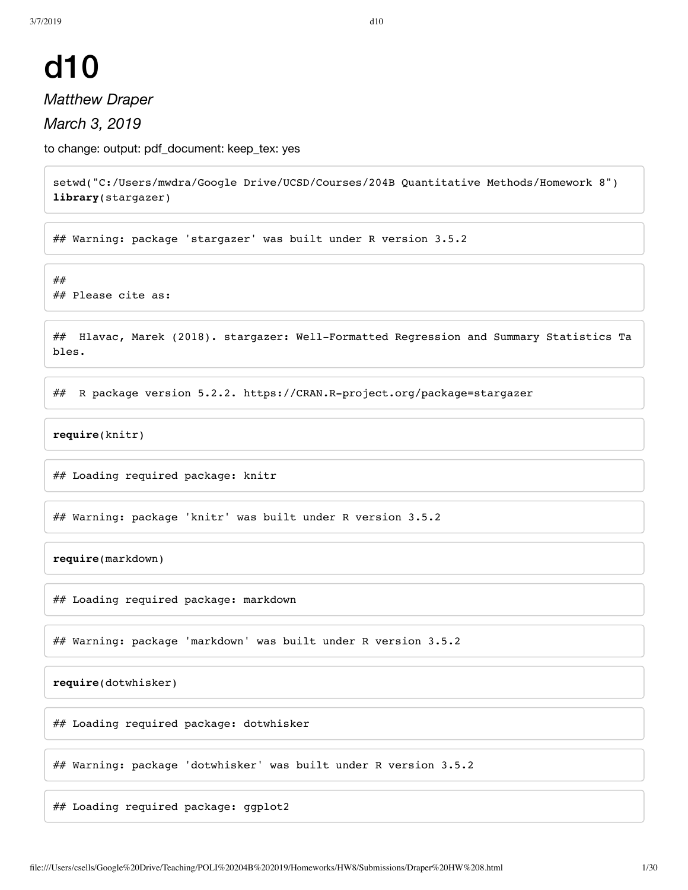# d10

*Matthew Draper*

*March 3, 2019*

to change: output: pdf_document: keep_tex: yes

```
setwd("C:/Users/mwdra/Google Drive/UCSD/Courses/204B Quantitative Methods/Homework 8")
library(stargazer)
```

```
## Warning: package 'stargazer' was built under R version 3.5.2
```

```
##
## Please cite as:
```

```
##  Hlavac, Marek (2018). stargazer: Well-Formatted Regression and Summary Statistics Ta
bles.
```

```
##  R package version 5.2.2. https://CRAN.R-project.org/package=stargazer
```

```
require(knitr)
```

```
## Loading required package: knitr
```

```
## Warning: package 'knitr' was built under R version 3.5.2
```

```
require(markdown)
```

```
## Loading required package: markdown
```

```
## Warning: package 'markdown' was built under R version 3.5.2
```

```
require(dotwhisker)
```

```
## Loading required package: dotwhisker
```

```
## Warning: package 'dotwhisker' was built under R version 3.5.2
```

```
## Loading required package: ggplot2
```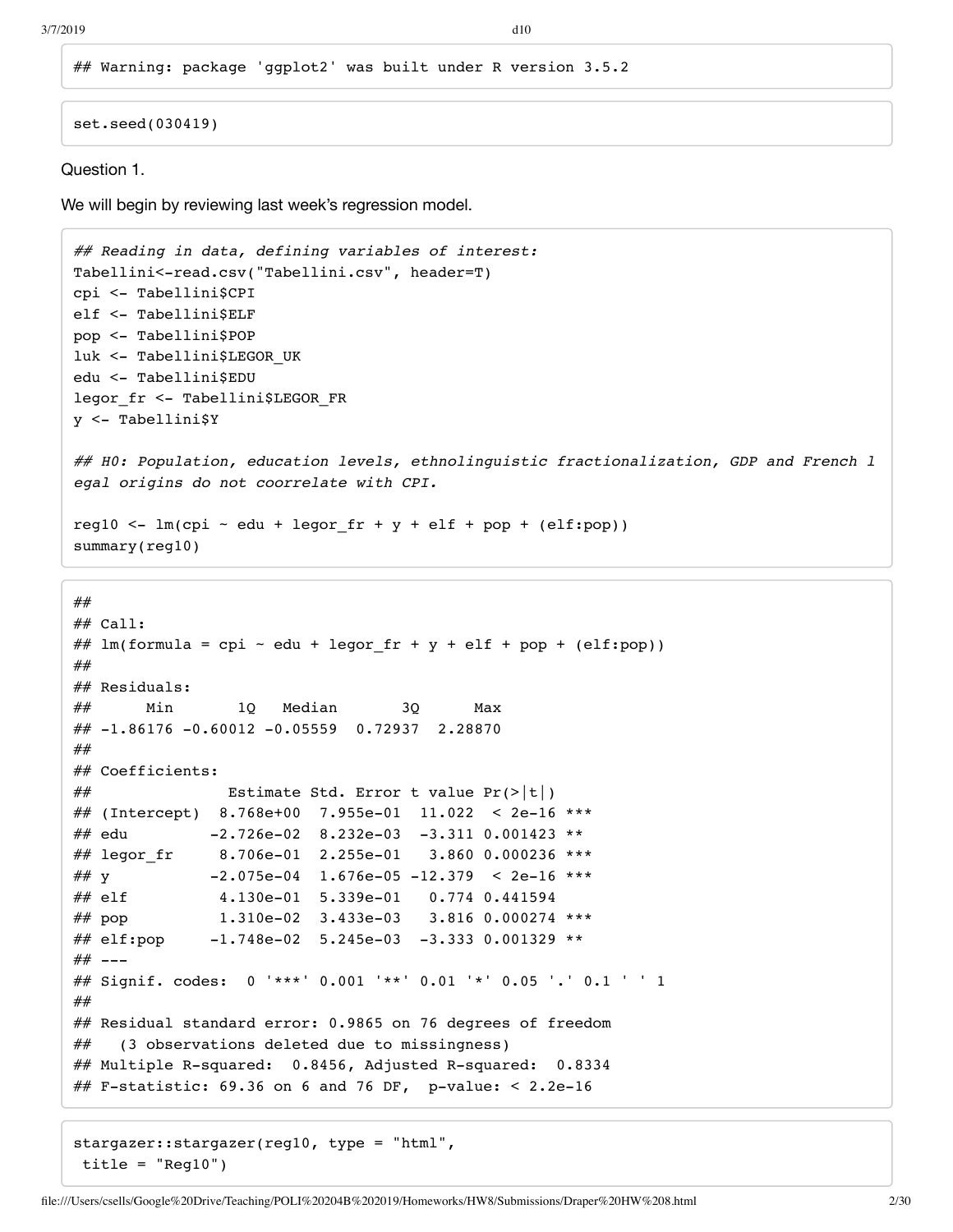```
## Warning: package 'ggplot2' was built under R version 3.5.2
```

```
set.seed(030419)
```

Question 1.

We will begin by reviewing last week's regression model.

```
## Reading in data, defining variables of interest:
Tabellini<-read.csv("Tabellini.csv", header=T)
cpi <- Tabellini$CPI
elf <- Tabellini$ELF
pop <- Tabellini$POP
luk <- Tabellini$LEGOR_UK
edu <- Tabellini$EDU
legor_fr <- Tabellini$LEGOR_FR
y <- Tabellini$Y

## H0: Population, education levels, ethnolinguistic fractionalization, GDP and French l
egal origins do not coorrelate with CPI.

reg10 <- lm(cpi ~ edu + legor_fr + y + elf + pop + (elf:pop))
summary(reg10)
```

```
##
## Call:
## lm(formula = cpi ~ edu + legor_fr + y + elf + pop + (elf:pop))
##
## Residuals:
##      Min       1Q   Median       3Q      Max
## -1.86176 -0.60012 -0.05559  0.72937  2.28870
##
## Coefficients:
##               Estimate Std. Error t value Pr(>|t|)
## (Intercept)  8.768e+00  7.955e-01  11.022  < 2e-16 ***
## edu         -2.726e-02  8.232e-03  -3.311 0.001423 **
## legor_fr     8.706e-01  2.255e-01   3.860 0.000236 ***
## y           -2.075e-04  1.676e-05 -12.379  < 2e-16 ***
## elf          4.130e-01  5.339e-01   0.774 0.441594
## pop          1.310e-02  3.433e-03   3.816 0.000274 ***
## elf:pop     -1.748e-02  5.245e-03  -3.333 0.001329 **
## ---
## Signif. codes:  0 '***' 0.001 '**' 0.01 '*' 0.05 '.' 0.1 ' ' 1
##
## Residual standard error: 0.9865 on 76 degrees of freedom
##   (3 observations deleted due to missingness)
## Multiple R-squared:  0.8456, Adjusted R-squared:  0.8334
## F-statistic: 69.36 on 6 and 76 DF,  p-value: < 2.2e-16
```

```
stargazer::stargazer(reg10, type = "html",
 title = "Reg10")
```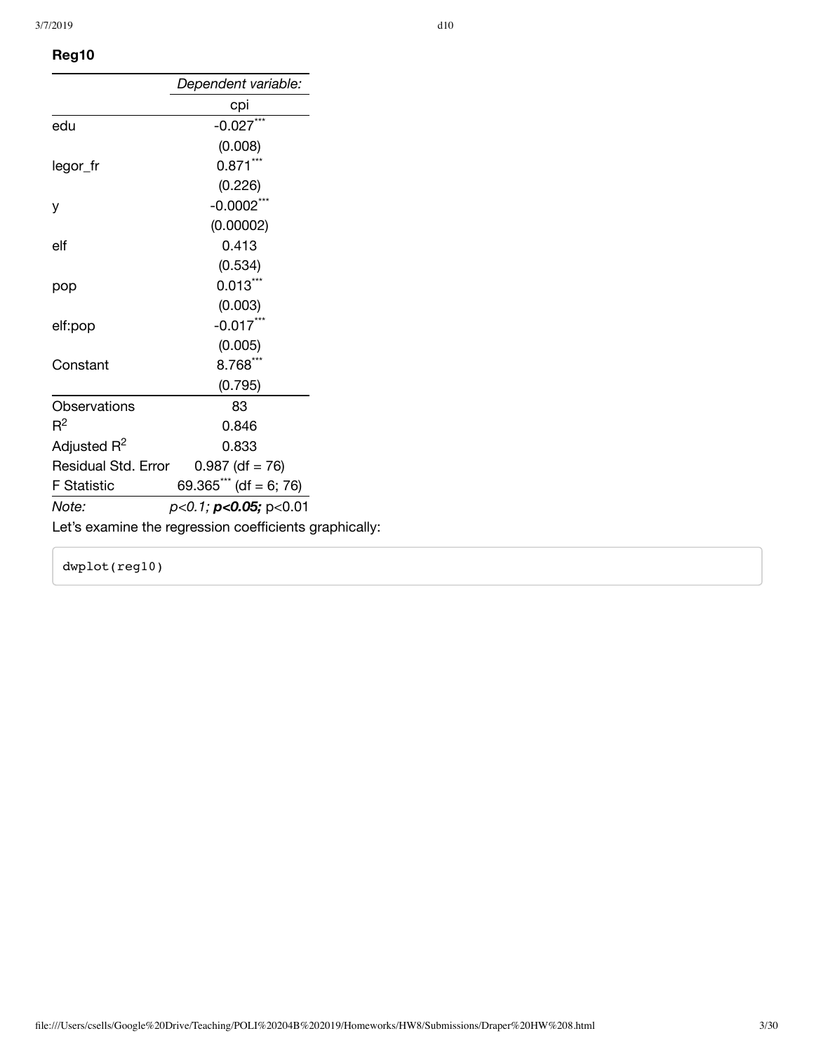## Reg10

| | *Dependent variable:* |
|---|---|
| | cpi |
| edu | -0.027*** |
| | (0.008) |
| legor_fr | 0.871*** |
| | (0.226) |
| y | -0.0002*** |
| | (0.00002) |
| elf | 0.413 |
| | (0.534) |
| pop | 0.013*** |
| | (0.003) |
| elf:pop | -0.017*** |
| | (0.005) |
| Constant | 8.768*** |
| | (0.795) |
| Observations | 83 |
| $R^2$ | 0.846 |
| Adjusted $R^2$ | 0.833 |
| Residual Std. Error | 0.987 (df = 76) |
| F Statistic | 69.365*** (df = 6; 76) |
| *Note:* | *p<0.1; **p<0.05;** p<0.01 |

Let's examine the regression coefficients graphically:

```
dwplot(reg10)
```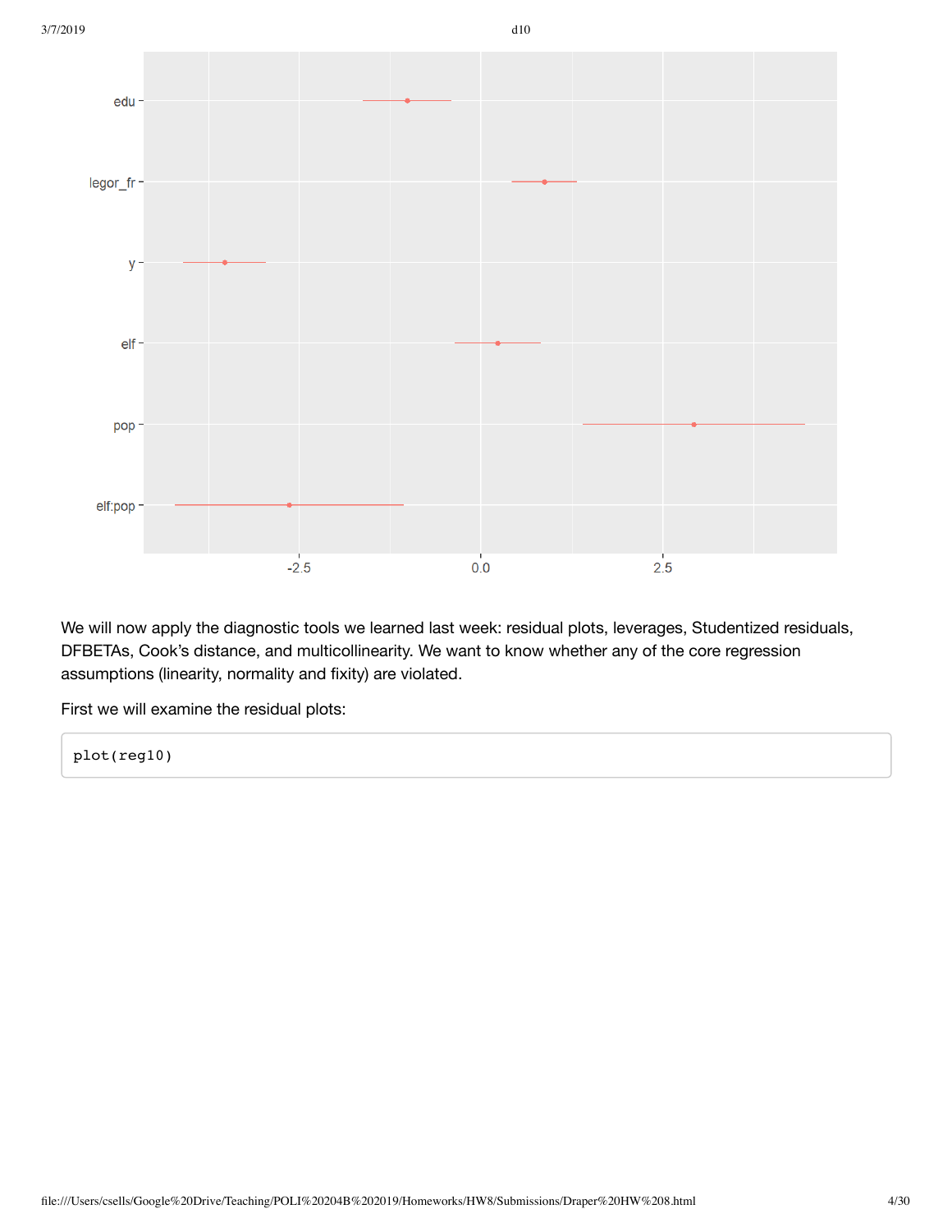edu

legor_fr

y

elf

pop

elf:pop

-2.5

0.0

2.5

We will now apply the diagnostic tools we learned last week: residual plots, leverages, Studentized residuals, DFBETAs, Cook's distance, and multicollinearity. We want to know whether any of the core regression assumptions (linearity, normality and fixity) are violated.

First we will examine the residual plots:

```
plot(reg10)
```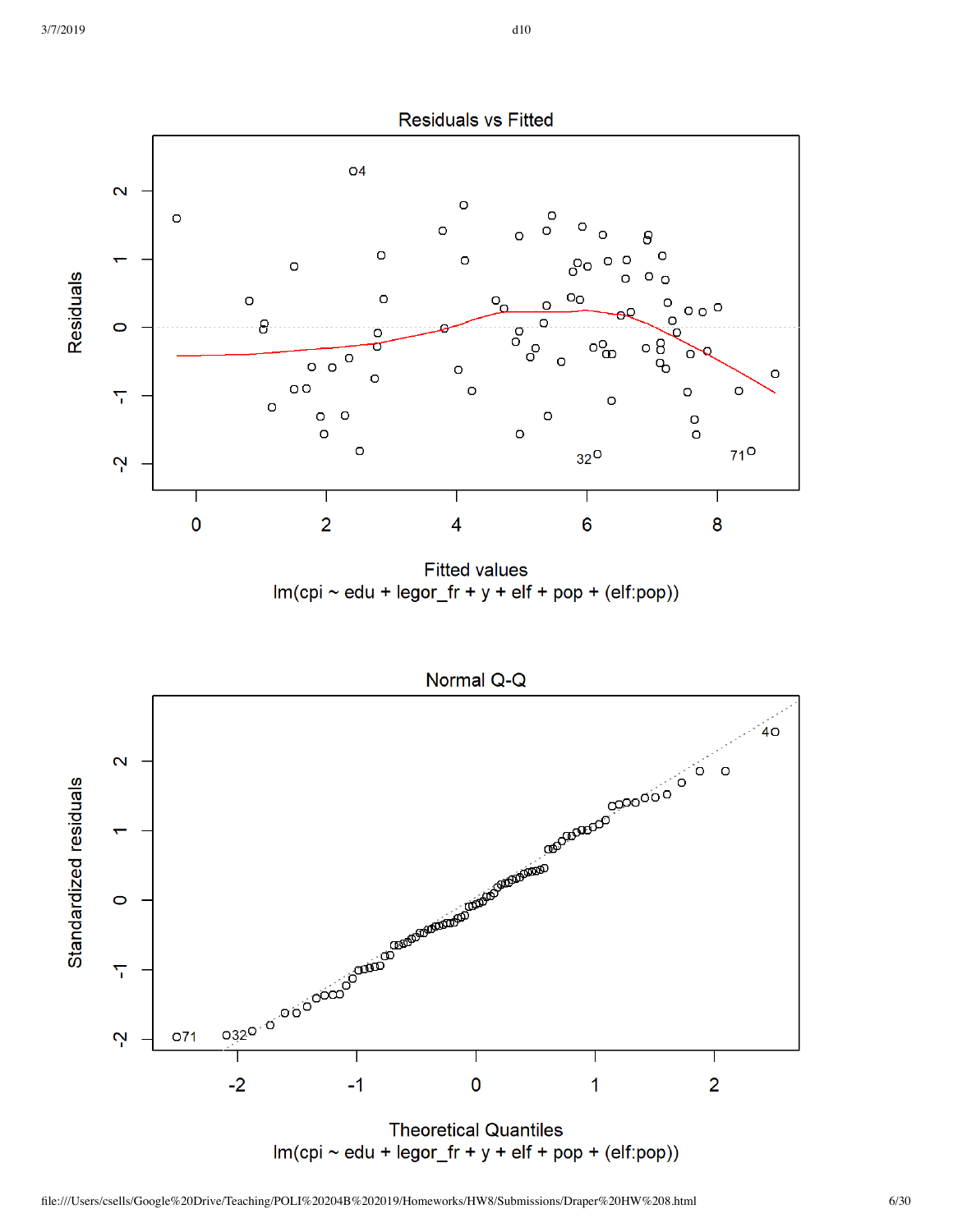Residuals vs Fitted

Residuals

2
1
0
-1
-2

4
32
71

0
2
4
6
8

Fitted values
lm(cpi ~ edu + legor_fr + y + elf + pop + (elf:pop))

Normal Q-Q

Standardized residuals

2
1
0
-1
-2

4
71
32

-2
-1
0
1
2

Theoretical Quantiles
lm(cpi ~ edu + legor_fr + y + elf + pop + (elf:pop))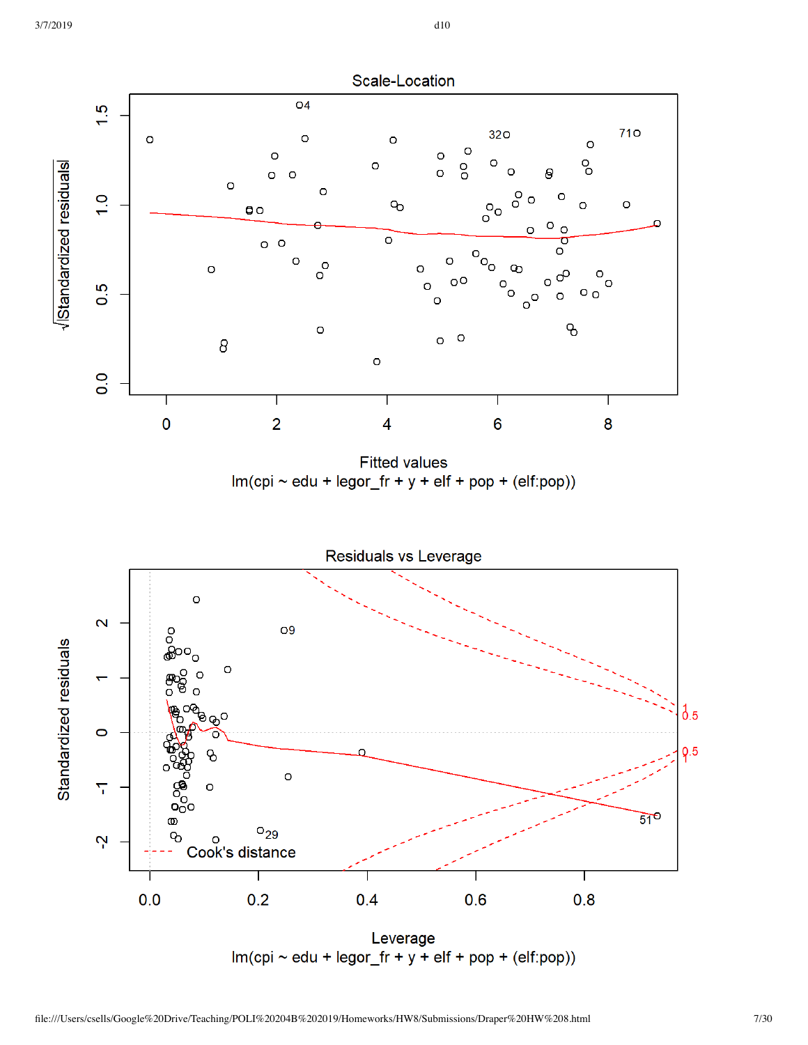Scale-Location

Fitted values
lm(cpi ~ edu + legor_fr + y + elf + pop + (elf:pop))

Residuals vs Leverage

Leverage
lm(cpi ~ edu + legor_fr + y + elf + pop + (elf:pop))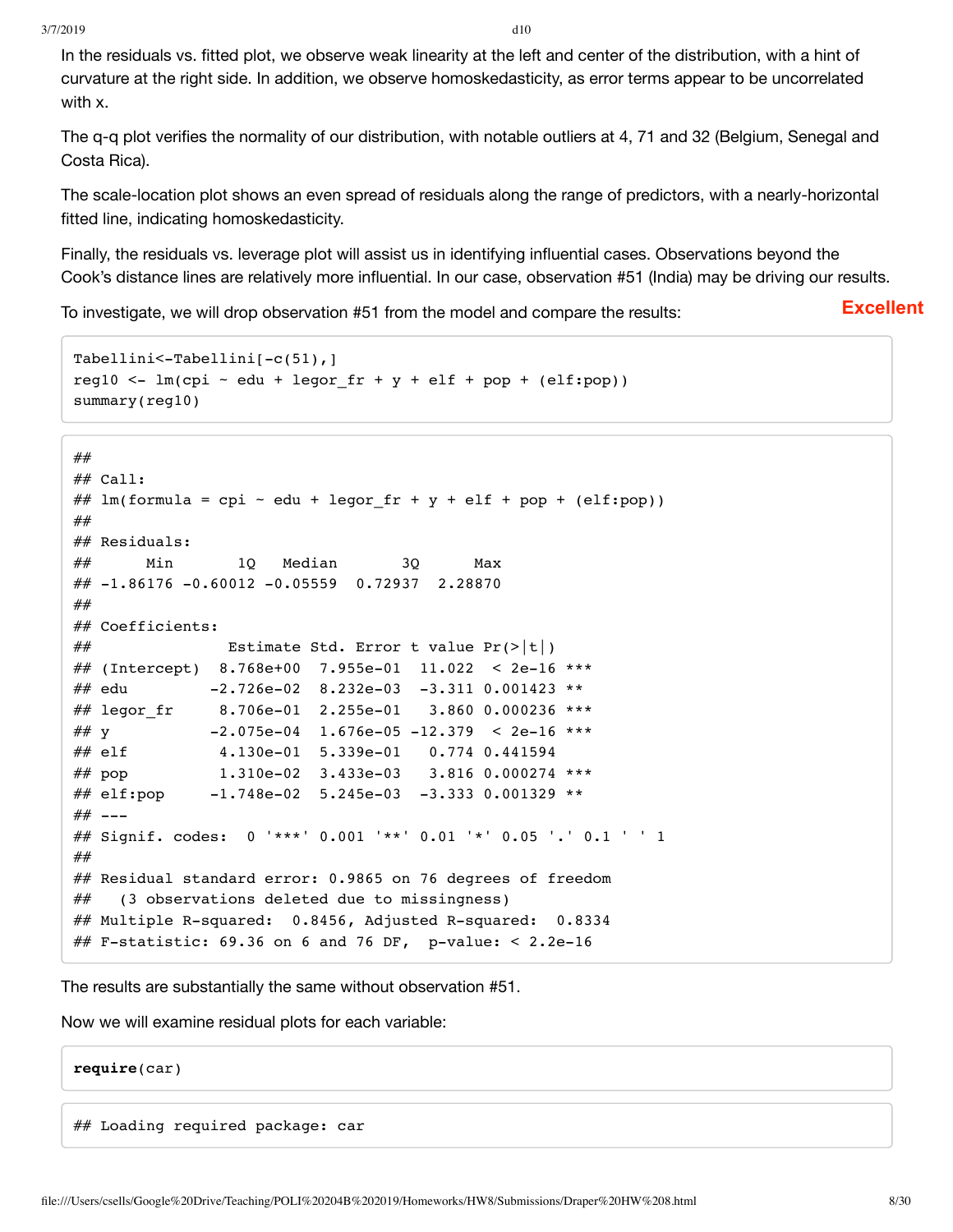In the residuals vs. fitted plot, we observe weak linearity at the left and center of the distribution, with a hint of curvature at the right side. In addition, we observe homoskedasticity, as error terms appear to be uncorrelated with x.

The q-q plot verifies the normality of our distribution, with notable outliers at 4, 71 and 32 (Belgium, Senegal and Costa Rica).

The scale-location plot shows an even spread of residuals along the range of predictors, with a nearly-horizontal fitted line, indicating homoskedasticity.

Finally, the residuals vs. leverage plot will assist us in identifying influential cases. Observations beyond the Cook's distance lines are relatively more influential. In our case, observation #51 (India) may be driving our results.

To investigate, we will drop observation #51 from the model and compare the results:

**Excellent**

```
Tabellini<-Tabellini[-c(51),]
reg10 <- lm(cpi ~ edu + legor_fr + y + elf + pop + (elf:pop))
summary(reg10)
```

```
##
## Call:
## lm(formula = cpi ~ edu + legor_fr + y + elf + pop + (elf:pop))
##
## Residuals:
##      Min       1Q   Median       3Q      Max
## -1.86176 -0.60012 -0.05559  0.72937  2.28870
##
## Coefficients:
##               Estimate Std. Error t value Pr(>|t|)
## (Intercept)  8.768e+00  7.955e-01  11.022  < 2e-16 ***
## edu         -2.726e-02  8.232e-03  -3.311 0.001423 **
## legor_fr     8.706e-01  2.255e-01   3.860 0.000236 ***
## y           -2.075e-04  1.676e-05 -12.379  < 2e-16 ***
## elf          4.130e-01  5.339e-01   0.774 0.441594
## pop          1.310e-02  3.433e-03   3.816 0.000274 ***
## elf:pop     -1.748e-02  5.245e-03  -3.333 0.001329 **
## ---
## Signif. codes:  0 '***' 0.001 '**' 0.01 '*' 0.05 '.' 0.1 ' ' 1
##
## Residual standard error: 0.9865 on 76 degrees of freedom
##   (3 observations deleted due to missingness)
## Multiple R-squared:  0.8456, Adjusted R-squared:  0.8334
## F-statistic: 69.36 on 6 and 76 DF,  p-value: < 2.2e-16
```

The results are substantially the same without observation #51.

Now we will examine residual plots for each variable:

```
require(car)
```

```
## Loading required package: car
```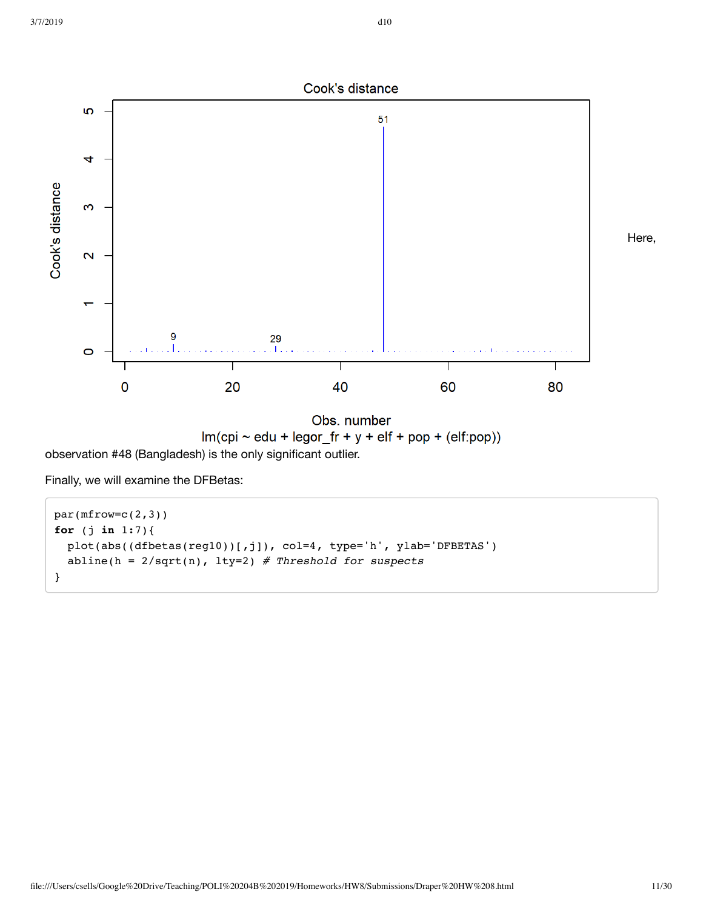Cook's distance

Cook's distance

5
4
3
2
1
0

51
9
29

0
20
40
60
80

Obs. number

lm(cpi ~ edu + legor_fr + y + elf + pop + (elf:pop))

Here, observation #48 (Bangladesh) is the only significant outlier.

Finally, we will examine the DFBetas:

```
par(mfrow=c(2,3))
for (j in 1:7){
  plot(abs((dfbetas(reg10))[,j]), col=4, type='h', ylab='DFBETAS')
  abline(h = 2/sqrt(n), lty=2) # Threshold for suspects
}
```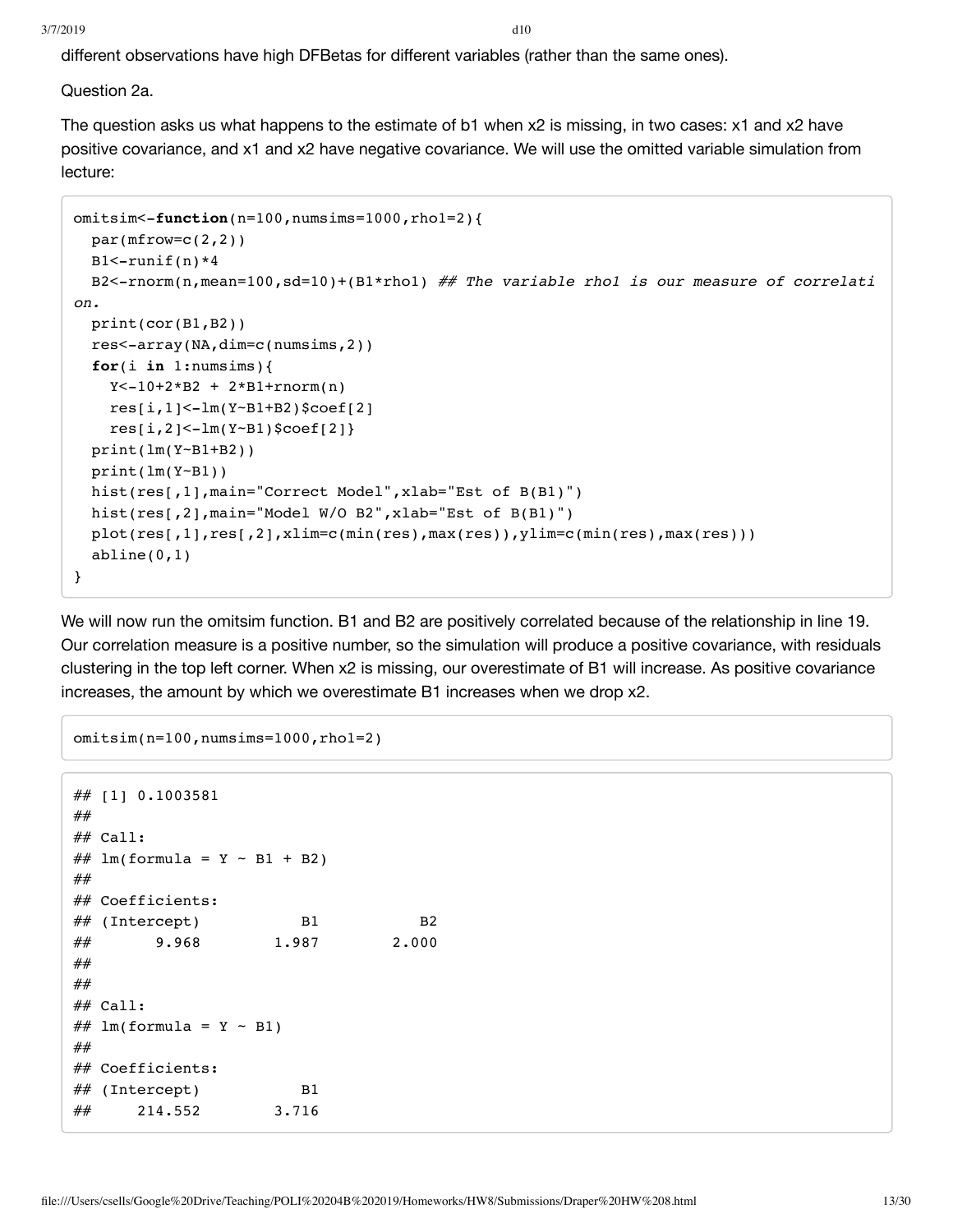different observations have high DFBetas for different variables (rather than the same ones).

Question 2a.

The question asks us what happens to the estimate of b1 when x2 is missing, in two cases: x1 and x2 have positive covariance, and x1 and x2 have negative covariance. We will use the omitted variable simulation from lecture:

```
omitsim<-function(n=100,numsims=1000,rho1=2){
  par(mfrow=c(2,2))
  B1<-runif(n)*4
  B2<-rnorm(n,mean=100,sd=10)+(B1*rho1) ## The variable rho1 is our measure of correlati
on.
  print(cor(B1,B2))
  res<-array(NA,dim=c(numsims,2))
  for(i in 1:numsims){
    Y<-10+2*B2 + 2*B1+rnorm(n)
    res[i,1]<-lm(Y~B1+B2)$coef[2]
    res[i,2]<-lm(Y~B1)$coef[2]}
  print(lm(Y~B1+B2))
  print(lm(Y~B1))
  hist(res[,1],main="Correct Model",xlab="Est of B(B1)")
  hist(res[,2],main="Model W/O B2",xlab="Est of B(B1)")
  plot(res[,1],res[,2],xlim=c(min(res),max(res)),ylim=c(min(res),max(res)))
  abline(0,1)
}
```

We will now run the omitsim function. B1 and B2 are positively correlated because of the relationship in line 19. Our correlation measure is a positive number, so the simulation will produce a positive covariance, with residuals clustering in the top left corner. When x2 is missing, our overestimate of B1 will increase. As positive covariance increases, the amount by which we overestimate B1 increases when we drop x2.

```
omitsim(n=100,numsims=1000,rho1=2)
```

```
## [1] 0.1003581
## 
## Call:
## lm(formula = Y ~ B1 + B2)
## 
## Coefficients:
## (Intercept)           B1           B2  
##       9.968        1.987        2.000  
## 
## 
## Call:
## lm(formula = Y ~ B1)
## 
## Coefficients:
## (Intercept)           B1  
##     214.552        3.716
```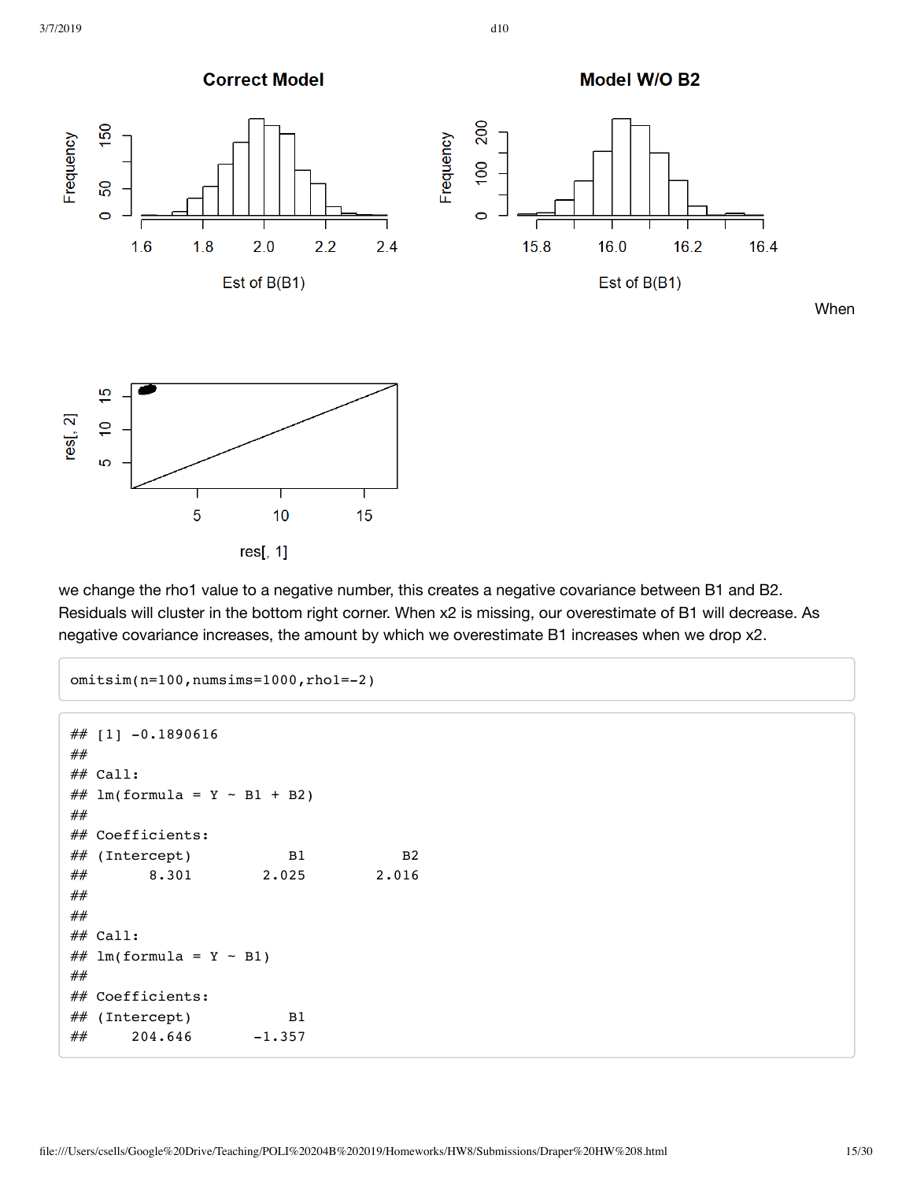Correct Model

Frequency

0 50 150

1.6 1.8 2.0 2.2 2.4

Est of B(B1)

Model W/O B2

Frequency

0 100 200

15.8 16.0 16.2 16.4

Est of B(B1)

When

res[, 2]

5 10 15

5 10 15

res[, 1]

we change the rho1 value to a negative number, this creates a negative covariance between B1 and B2. Residuals will cluster in the bottom right corner. When x2 is missing, our overestimate of B1 will decrease. As negative covariance increases, the amount by which we overestimate B1 increases when we drop x2.

```
omitsim(n=100,numsims=1000,rho1=-2)
```

```
## [1] -0.1890616
##
## Call:
## lm(formula = Y ~ B1 + B2)
##
## Coefficients:
## (Intercept)           B1           B2
##       8.301        2.025        2.016
##
##
## Call:
## lm(formula = Y ~ B1)
##
## Coefficients:
## (Intercept)           B1
##     204.646       -1.357
```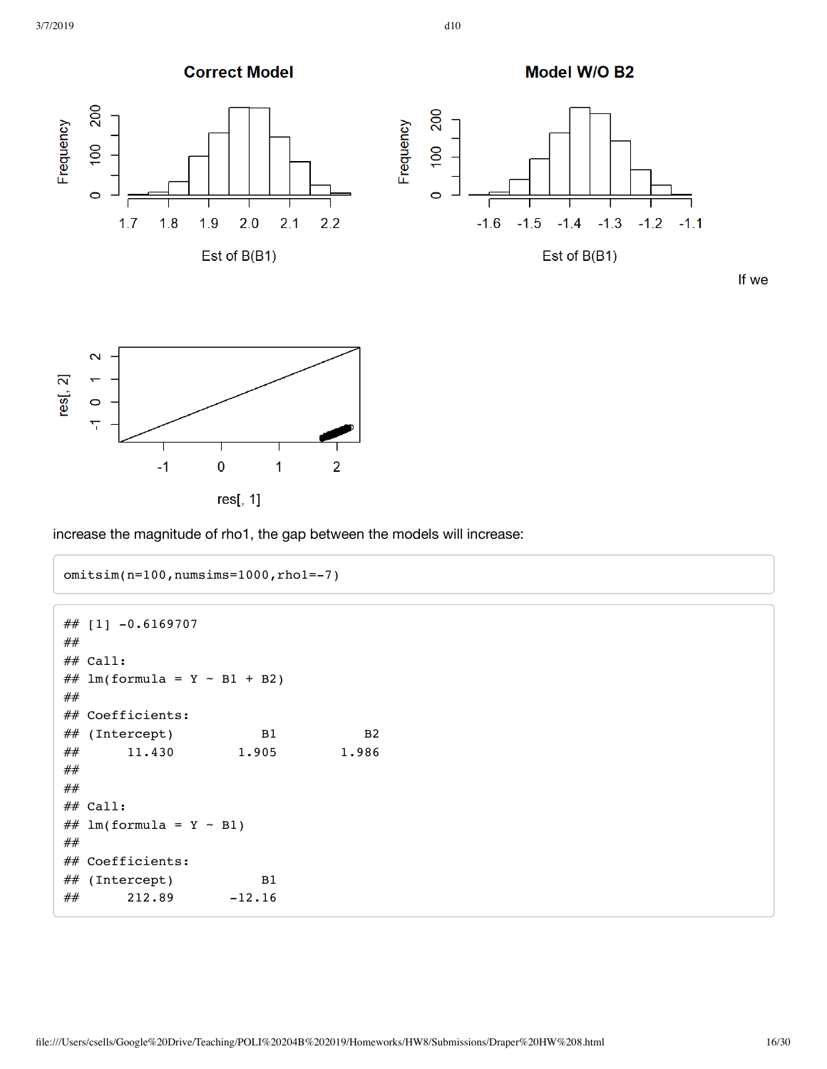Correct Model

Frequency

0 100 200

1.7 1.8 1.9 2.0 2.1 2.2

Est of B(B1)

Model W/O B2

Frequency

0 100 200

-1.6 -1.5 -1.4 -1.3 -1.2 -1.1

Est of B(B1)

res[, 2]

-1 0 1 2

-1 0 1 2

res[, 1]

If we increase the magnitude of rho1, the gap between the models will increase:

```
omitsim(n=100,numsims=1000,rho1=-7)
```

```
## [1] -0.6169707
##
## Call:
## lm(formula = Y ~ B1 + B2)
##
## Coefficients:
## (Intercept)           B1           B2
##      11.430        1.905        1.986
##
##
## Call:
## lm(formula = Y ~ B1)
##
## Coefficients:
## (Intercept)           B1
##      212.89       -12.16
```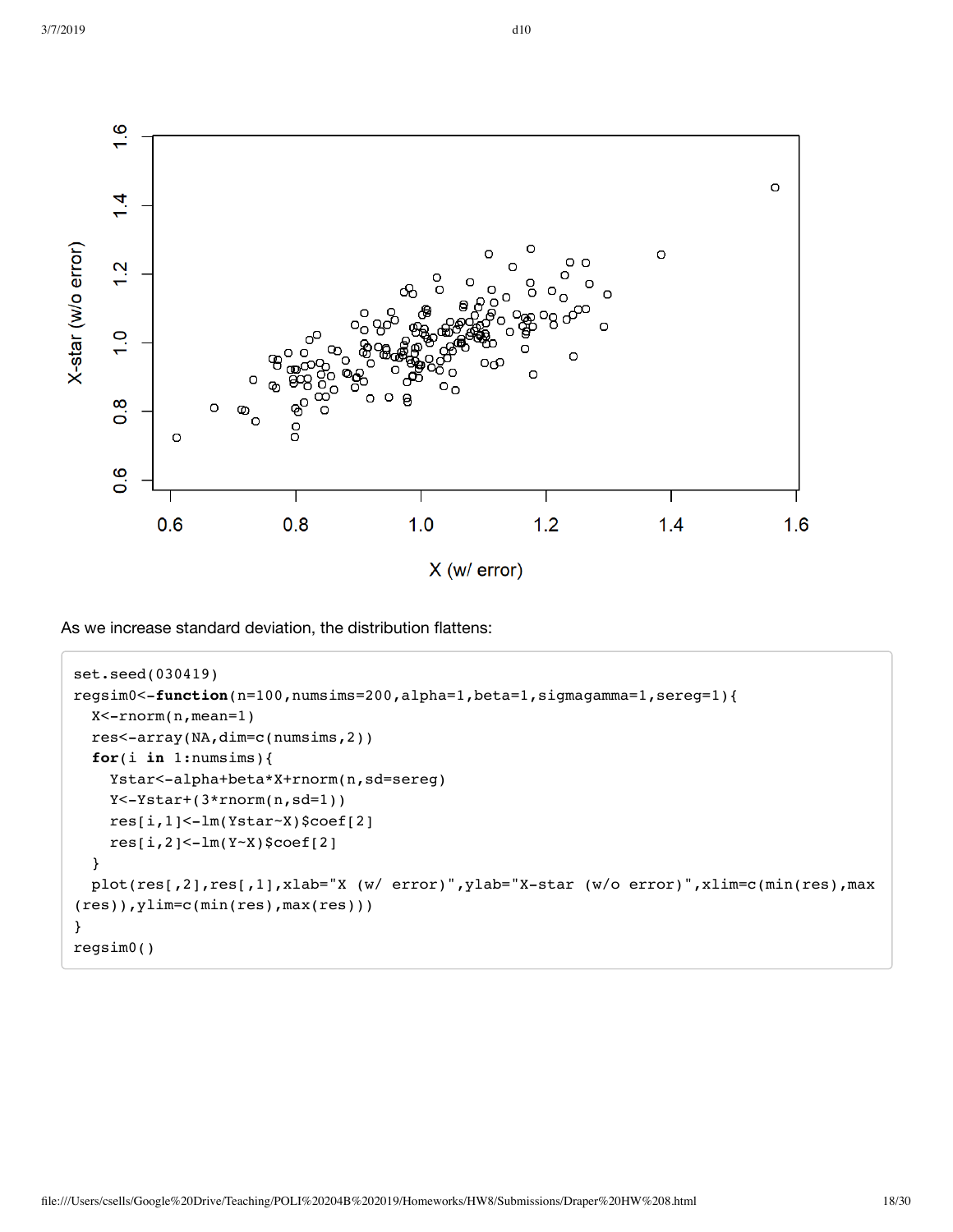0.6
0.8
1.0
1.2
1.4
1.6

X-star (w/o error)

0.6
0.8
1.0
1.2
1.4
1.6

X (w/ error)

As we increase standard deviation, the distribution flattens:

```
set.seed(030419)
regsim0<-function(n=100,numsims=200,alpha=1,beta=1,sigmagamma=1,sereg=1){
  X<-rnorm(n,mean=1)
  res<-array(NA,dim=c(numsims,2))
  for(i in 1:numsims){
    Ystar<-alpha+beta*X+rnorm(n,sd=sereg)
    Y<-Ystar+(3*rnorm(n,sd=1))
    res[i,1]<-lm(Ystar~X)$coef[2]
    res[i,2]<-lm(Y~X)$coef[2]
  }
  plot(res[,2],res[,1],xlab="X (w/ error)",ylab="X-star (w/o error)",xlim=c(min(res),max
(res)),ylim=c(min(res),max(res)))
}
regsim0()
```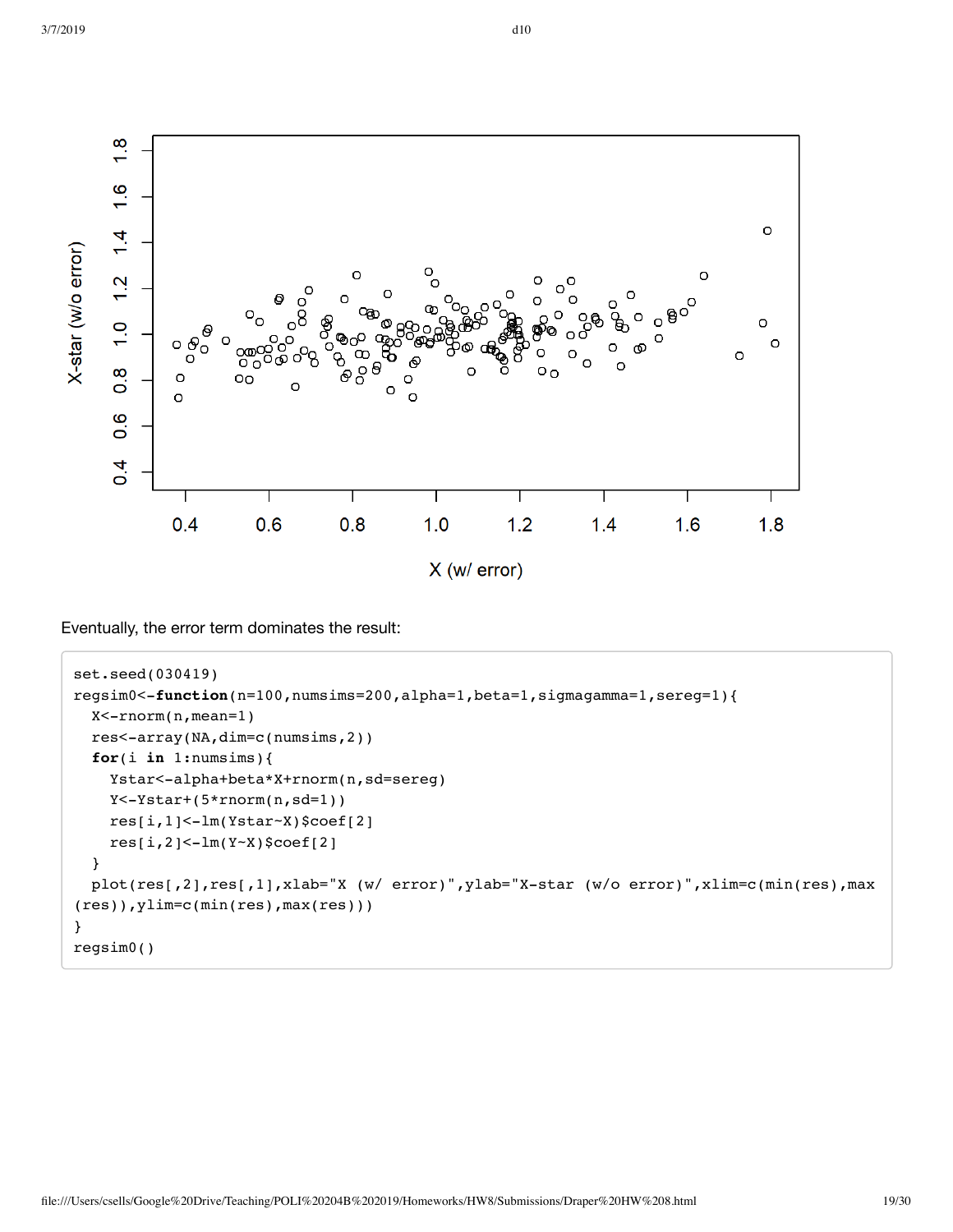X-star (w/o error)

0.4 0.6 0.8 1.0 1.2 1.4 1.6 1.8

X (w/ error)

0.4 0.6 0.8 1.0 1.2 1.4 1.6 1.8

Eventually, the error term dominates the result:

```
set.seed(030419)
regsim0<-function(n=100,numsims=200,alpha=1,beta=1,sigmagamma=1,sereg=1){
  X<-rnorm(n,mean=1)
  res<-array(NA,dim=c(numsims,2))
  for(i in 1:numsims){
    Ystar<-alpha+beta*X+rnorm(n,sd=sereg)
    Y<-Ystar+(5*rnorm(n,sd=1))
    res[i,1]<-lm(Ystar~X)$coef[2]
    res[i,2]<-lm(Y~X)$coef[2]
  }
  plot(res[,2],res[,1],xlab="X (w/ error)",ylab="X-star (w/o error)",xlim=c(min(res),max
(res)),ylim=c(min(res),max(res)))
}
regsim0()
```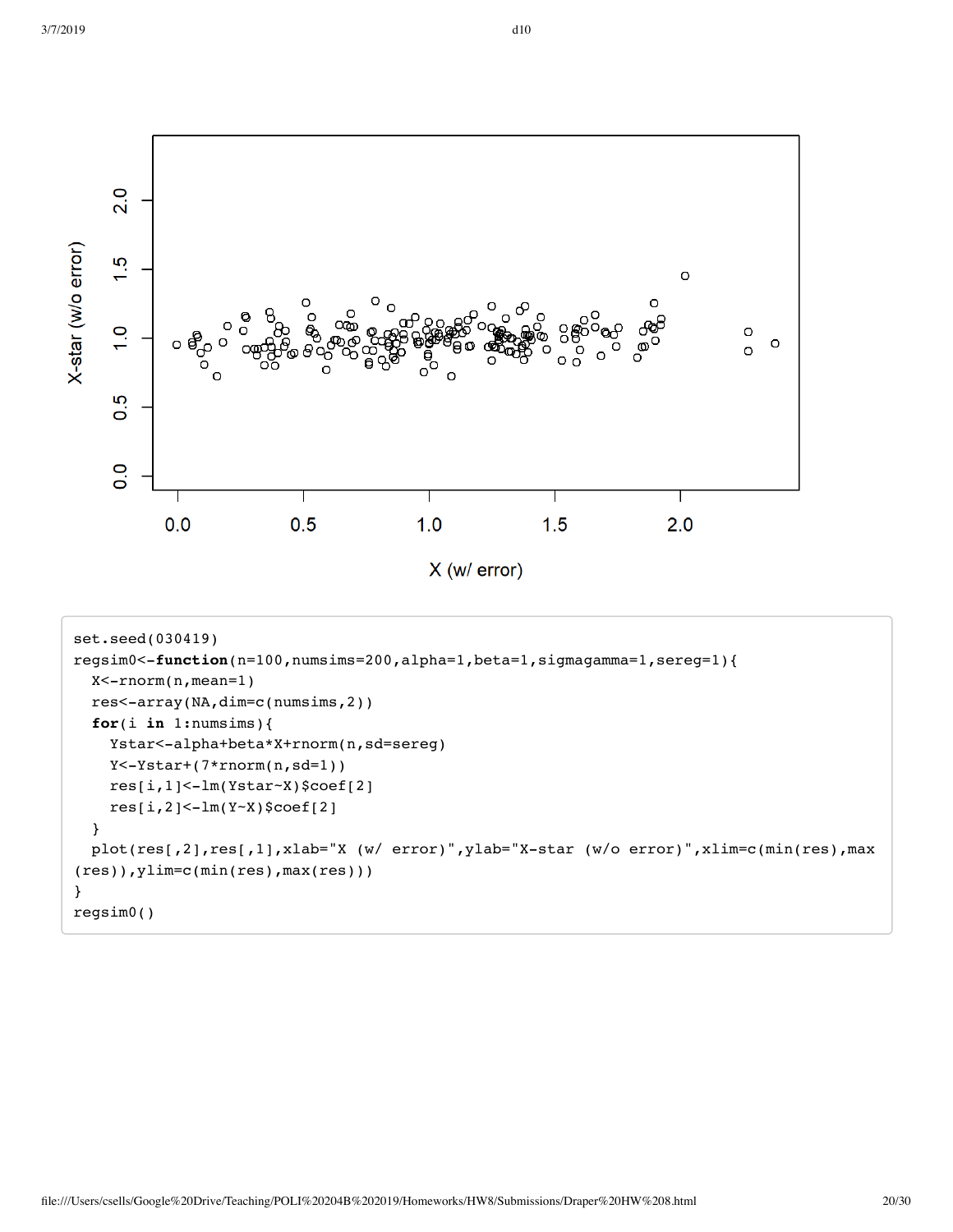X-star (w/o error)

2.0

1.5

1.0

0.5

0.0

0.0 0.5 1.0 1.5 2.0

X (w/ error)

```
set.seed(030419)
regsim0<-function(n=100,numsims=200,alpha=1,beta=1,sigmagamma=1,sereg=1){
  X<-rnorm(n,mean=1)
  res<-array(NA,dim=c(numsims,2))
  for(i in 1:numsims){
    Ystar<-alpha+beta*X+rnorm(n,sd=sereg)
    Y<-Ystar+(7*rnorm(n,sd=1))
    res[i,1]<-lm(Ystar~X)$coef[2]
    res[i,2]<-lm(Y~X)$coef[2]
  }
  plot(res[,2],res[,1],xlab="X (w/ error)",ylab="X-star (w/o error)",xlim=c(min(res),max
(res)),ylim=c(min(res),max(res)))
}
regsim0()
```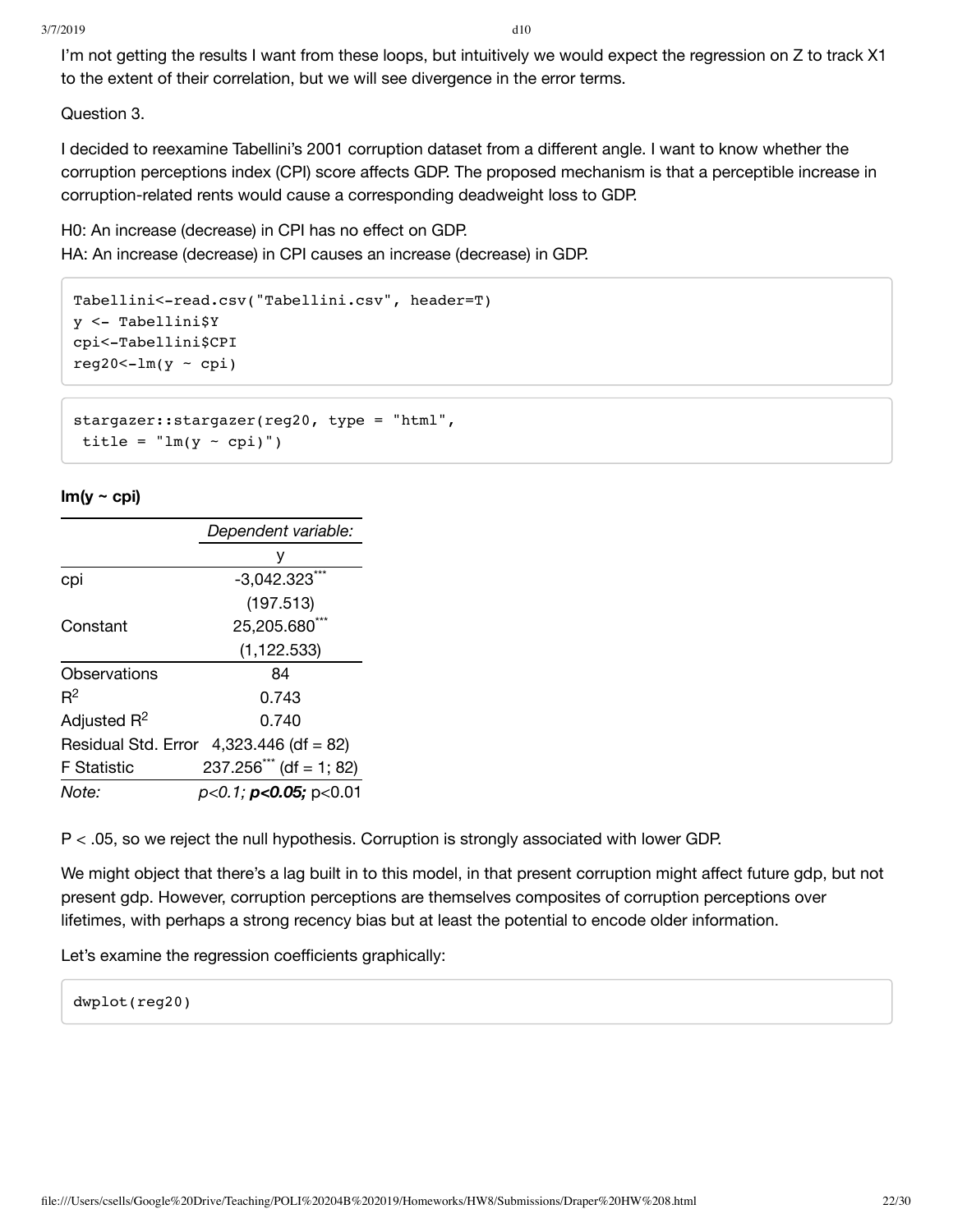I'm not getting the results I want from these loops, but intuitively we would expect the regression on Z to track X1 to the extent of their correlation, but we will see divergence in the error terms.

Question 3.

I decided to reexamine Tabellini's 2001 corruption dataset from a different angle. I want to know whether the corruption perceptions index (CPI) score affects GDP. The proposed mechanism is that a perceptible increase in corruption-related rents would cause a corresponding deadweight loss to GDP.

H0: An increase (decrease) in CPI has no effect on GDP.
HA: An increase (decrease) in CPI causes an increase (decrease) in GDP.

```
Tabellini<-read.csv("Tabellini.csv", header=T)
y <- Tabellini$Y
cpi<-Tabellini$CPI
reg20<-lm(y ~ cpi)
```

```
stargazer::stargazer(reg20, type = "html",
 title = "lm(y ~ cpi)")
```

**lm(y ~ cpi)**

| | *Dependent variable:* |
|---|---|
| | y |
| cpi | -3,042.323*** |
| | (197.513) |
| Constant | 25,205.680*** |
| | (1,122.533) |
| Observations | 84 |
| $R^2$ | 0.743 |
| Adjusted $R^2$ | 0.740 |
| Residual Std. Error | 4,323.446 (df = 82) |
| F Statistic | 237.256*** (df = 1; 82) |
| *Note:* | *p<0.1; **p<0.05;** p<0.01 |

P < .05, so we reject the null hypothesis. Corruption is strongly associated with lower GDP.

We might object that there's a lag built in to this model, in that present corruption might affect future gdp, but not present gdp. However, corruption perceptions are themselves composites of corruption perceptions over lifetimes, with perhaps a strong recency bias but at least the potential to encode older information.

Let's examine the regression coefficients graphically:

```
dwplot(reg20)
```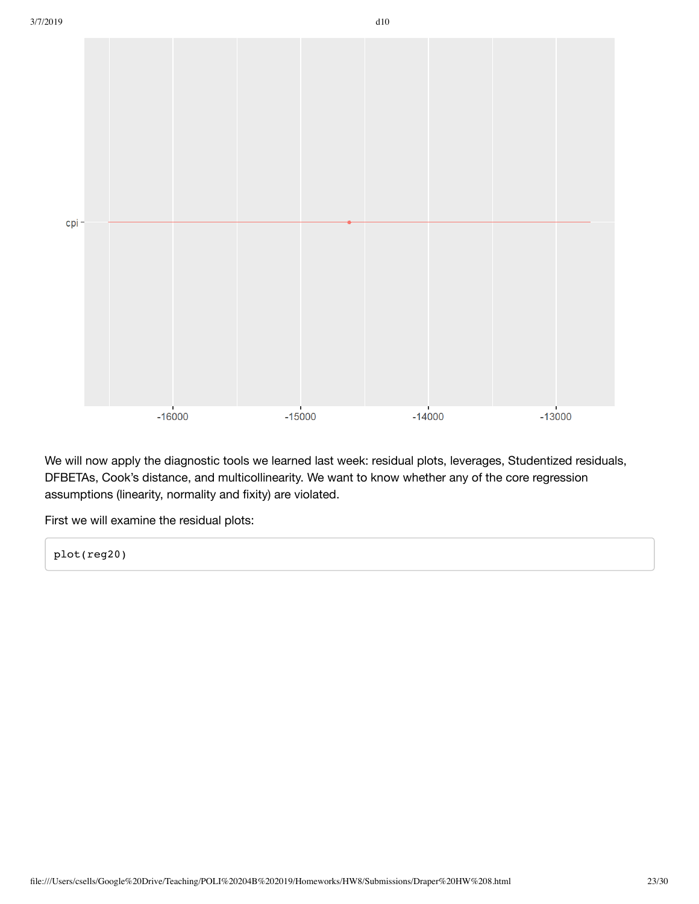cpi

-16000

-15000

-14000

-13000

We will now apply the diagnostic tools we learned last week: residual plots, leverages, Studentized residuals, DFBETAs, Cook's distance, and multicollinearity. We want to know whether any of the core regression assumptions (linearity, normality and fixity) are violated.

First we will examine the residual plots:

```
plot(reg20)
```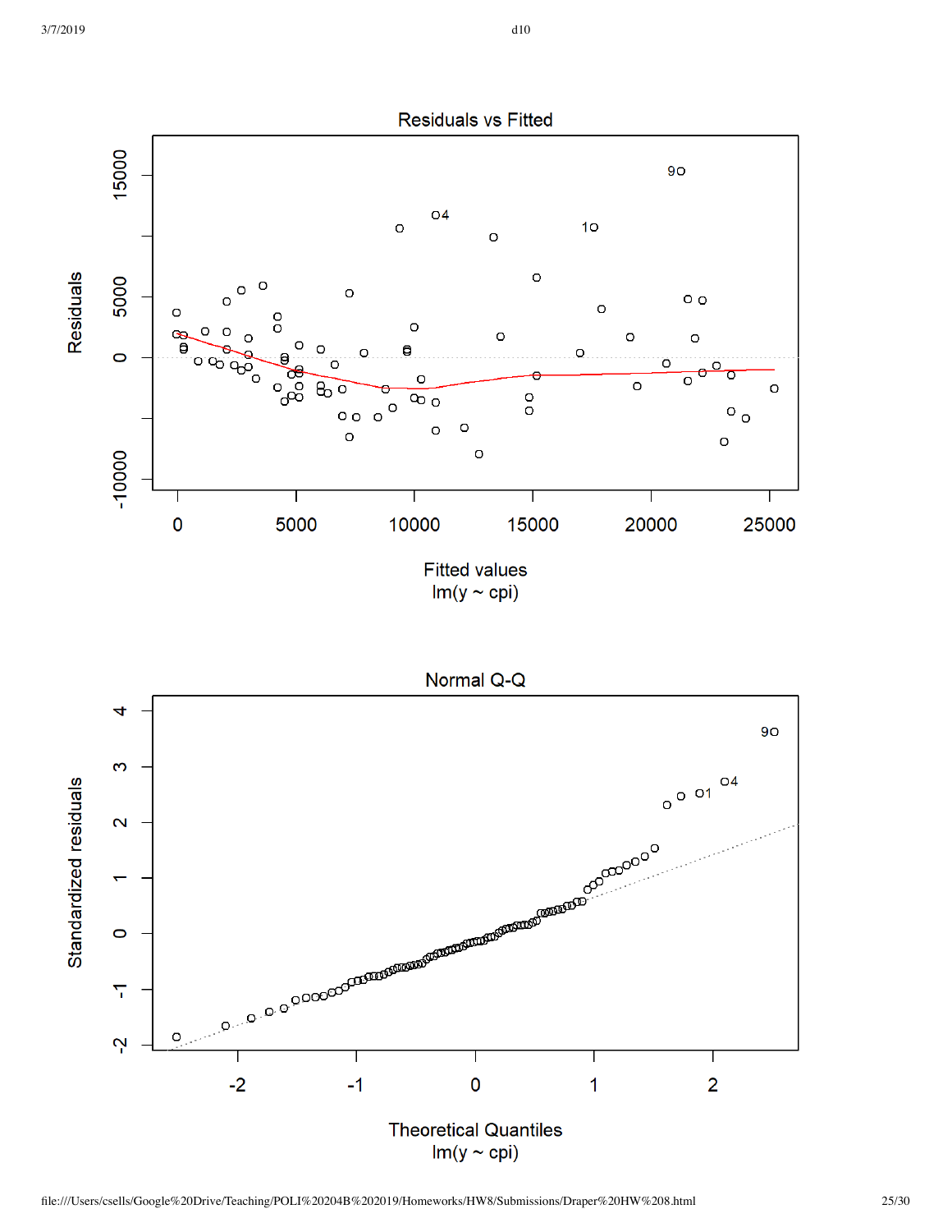Residuals vs Fitted

Residuals

15000

5000

0

-10000

0 5000 10000 15000 20000 25000

Fitted values
lm(y ~ cpi)

9
4
1

Normal Q-Q

Standardized residuals

4
3
2
1
0
-1
-2

-2 -1 0 1 2

Theoretical Quantiles
lm(y ~ cpi)

9
4
1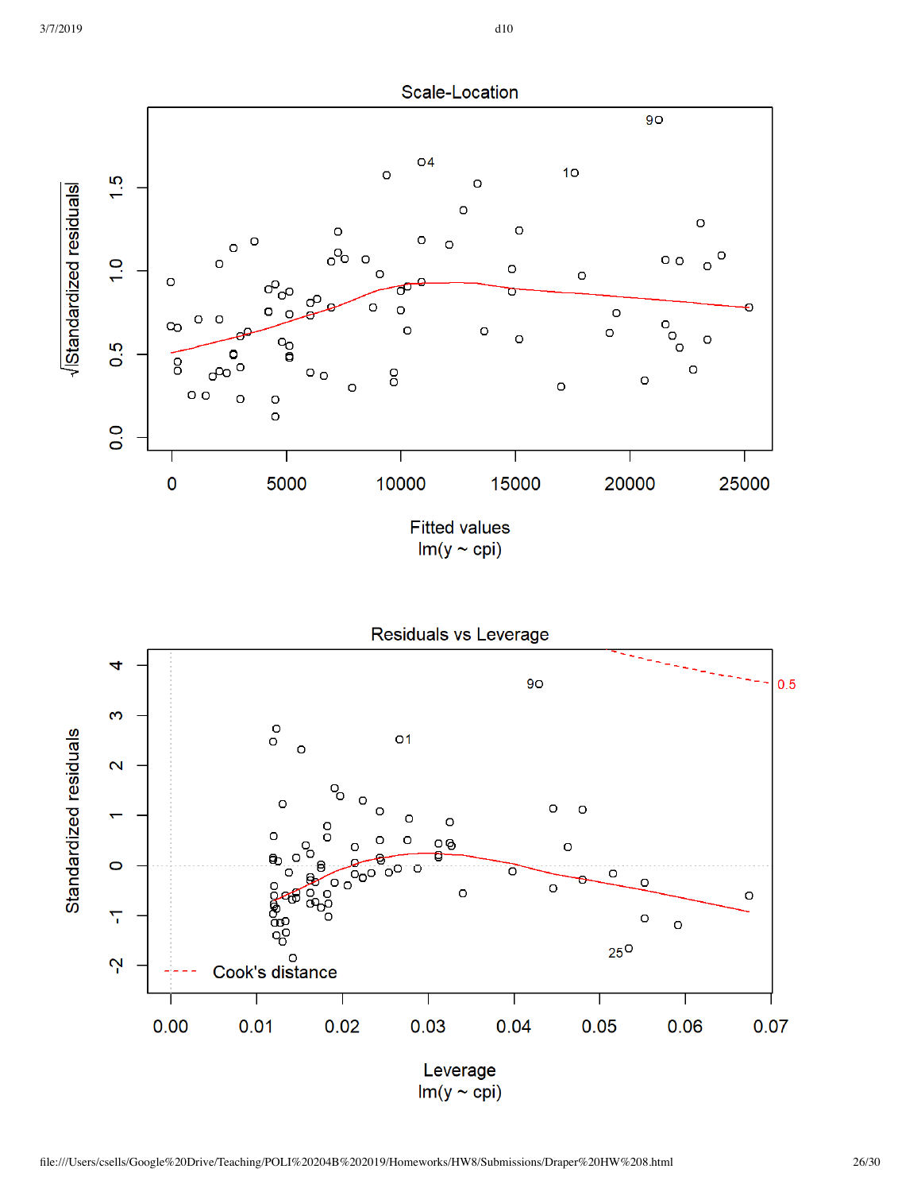Scale-Location

$\sqrt{|\text{Standardized residuals}|}$

0.0
0.5
1.0
1.5

0
5000
10000
15000
20000
25000

Fitted values
lm(y ~ cpi)

9
4
10

Residuals vs Leverage

Standardized residuals

-2
-1
0
1
2
3
4

0.00
0.01
0.02
0.03
0.04
0.05
0.06
0.07

Leverage
lm(y ~ cpi)

9
1
25
0.5

Cook's distance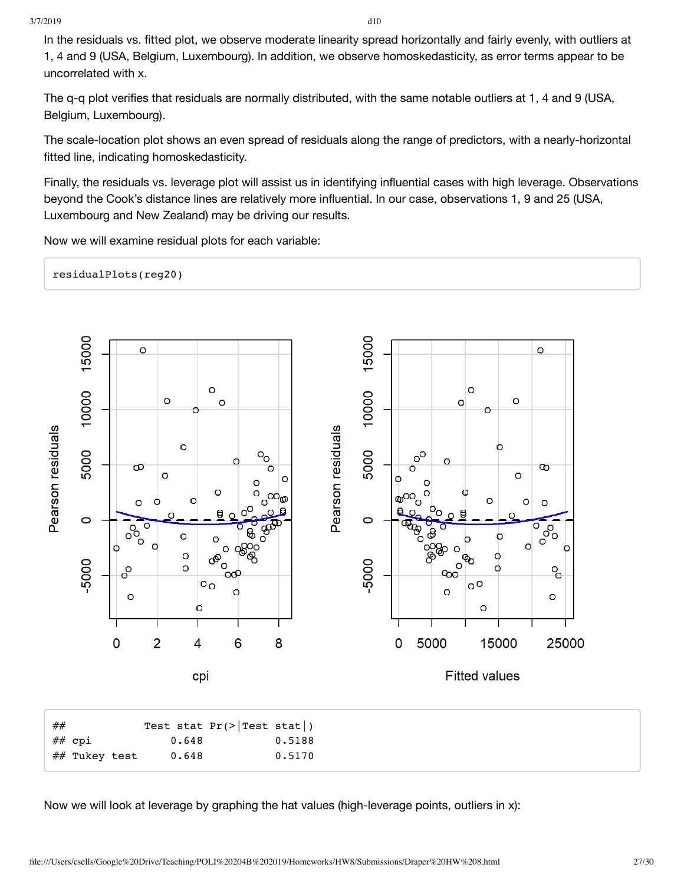In the residuals vs. fitted plot, we observe moderate linearity spread horizontally and fairly evenly, with outliers at 1, 4 and 9 (USA, Belgium, Luxembourg). In addition, we observe homoskedasticity, as error terms appear to be uncorrelated with x.

The q-q plot verifies that residuals are normally distributed, with the same notable outliers at 1, 4 and 9 (USA, Belgium, Luxembourg).

The scale-location plot shows an even spread of residuals along the range of predictors, with a nearly-horizontal fitted line, indicating homoskedasticity.

Finally, the residuals vs. leverage plot will assist us in identifying influential cases with high leverage. Observations beyond the Cook's distance lines are relatively more influential. In our case, observations 1, 9 and 25 (USA, Luxembourg and New Zealand) may be driving our results.

Now we will examine residual plots for each variable:

```
residualPlots(reg20)
```

Pearson residuals
-5000
0
5000
10000
15000
0
2
4
6
8
cpi

Pearson residuals
-5000
0
5000
10000
15000
0
5000
15000
25000
Fitted values

```
##            Test stat Pr(>|Test stat|)
## cpi            0.648           0.5188
## Tukey test     0.648           0.5170
```

Now we will look at leverage by graphing the hat values (high-leverage points, outliers in x):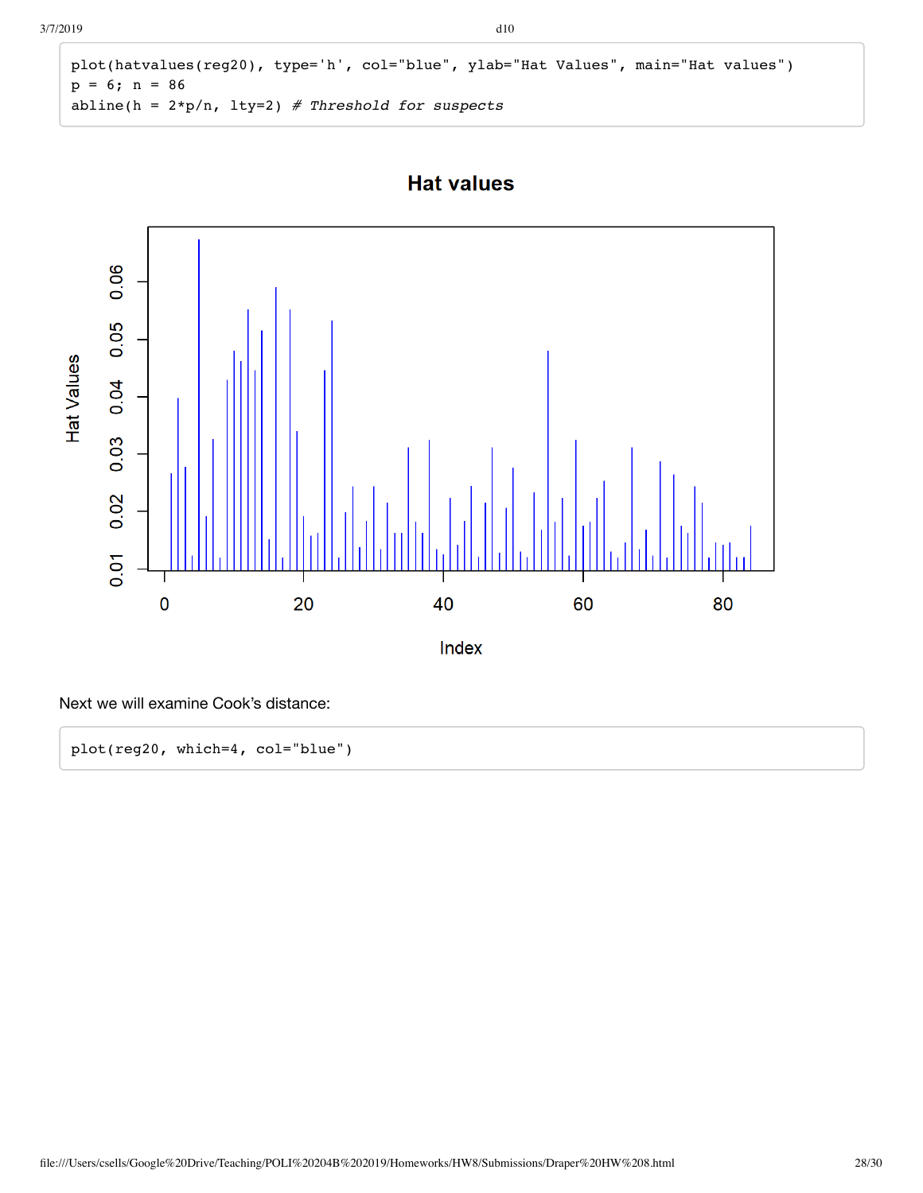```
plot(hatvalues(reg20), type='h', col="blue", ylab="Hat Values", main="Hat values")
p = 6; n = 86
abline(h = 2*p/n, lty=2) # Threshold for suspects
```

Hat values

Hat Values

0.01
0.02
0.03
0.04
0.05
0.06

0
20
40
60
80

Index

Next we will examine Cook's distance:

```
plot(reg20, which=4, col="blue")
```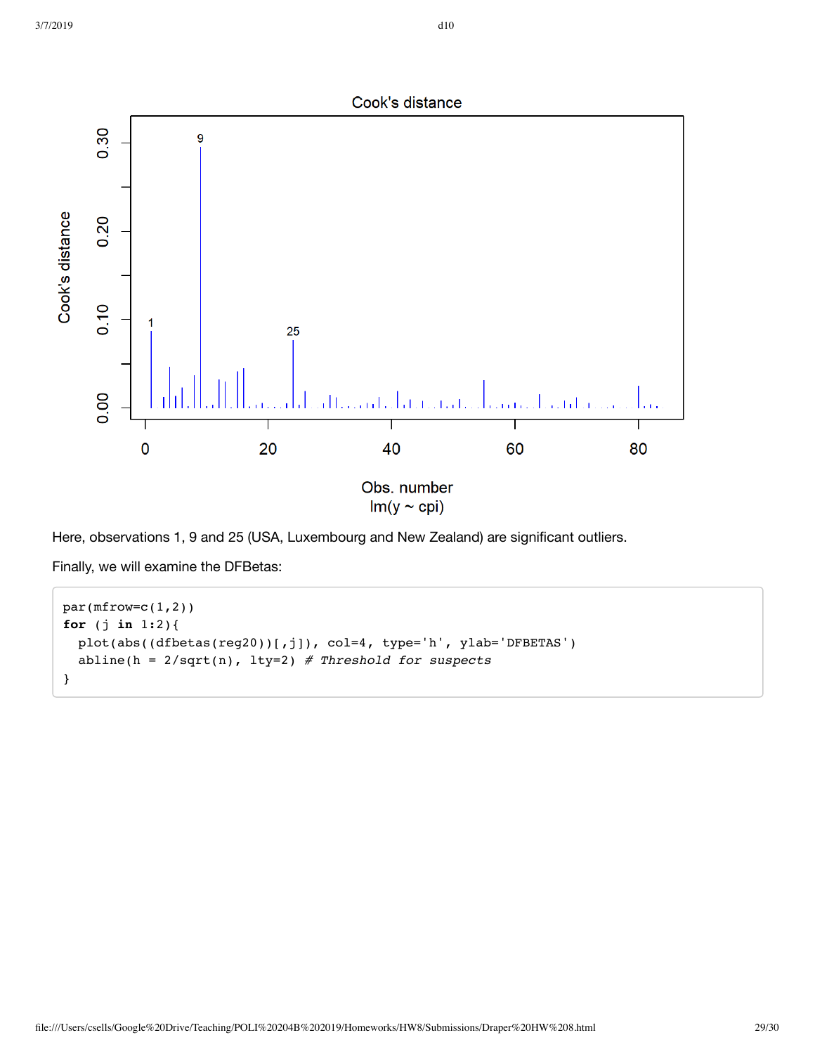Cook's distance

Cook's distance

0.00

0.10

0.20

0.30

9

1

25

0

20

40

60

80

Obs. number

lm(y ~ cpi)

Here, observations 1, 9 and 25 (USA, Luxembourg and New Zealand) are significant outliers.

Finally, we will examine the DFBetas:

```
par(mfrow=c(1,2))
for (j in 1:2){
  plot(abs((dfbetas(reg20))[,j]), col=4, type='h', ylab='DFBETAS')
  abline(h = 2/sqrt(n), lty=2) # Threshold for suspects
}
```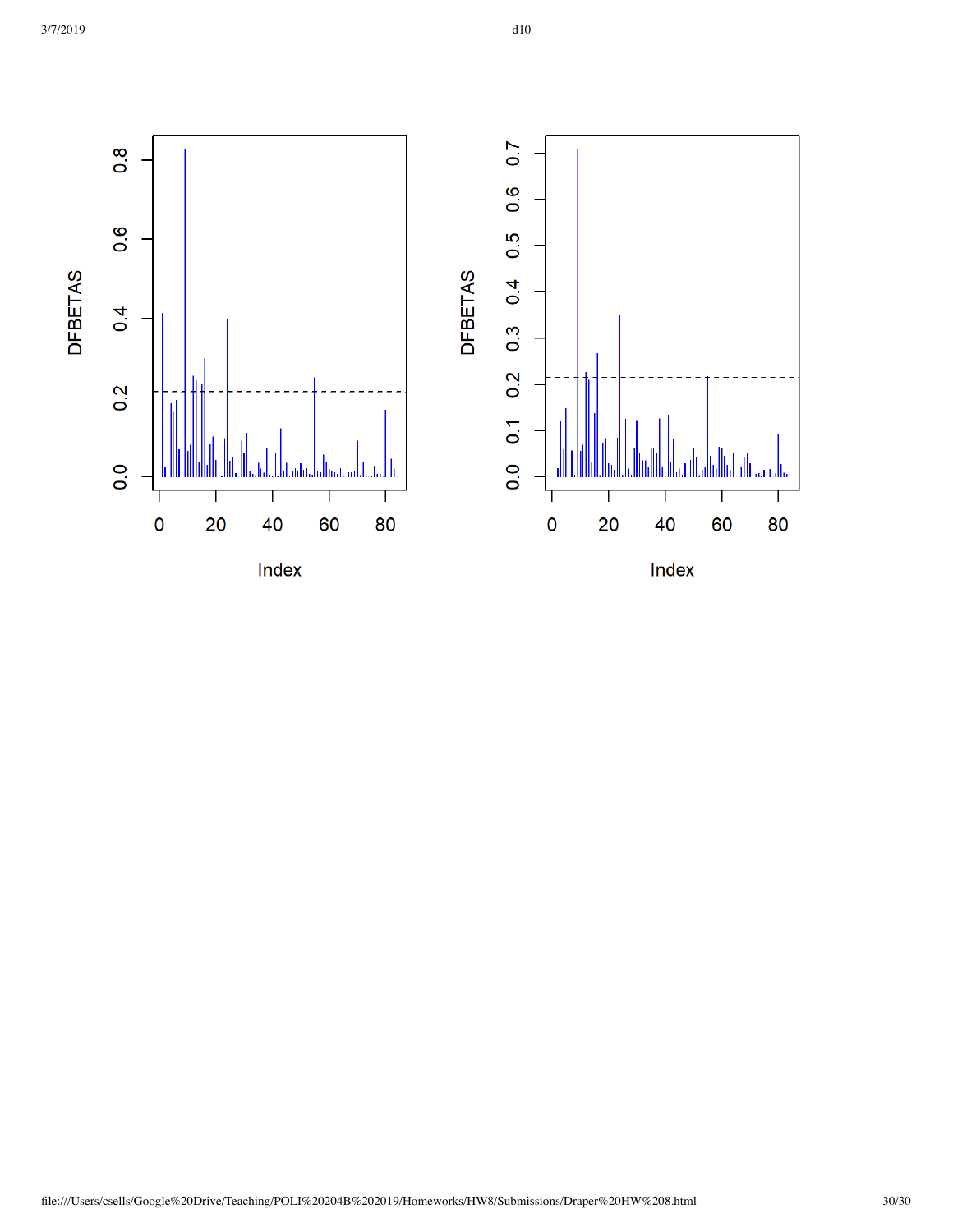DFBETAS

0.0
0.2
0.4
0.6
0.8

0
20
40
60
80

Index

DFBETAS

0.0
0.1
0.2
0.3
0.4
0.5
0.6
0.7

0
20
40
60
80

Index